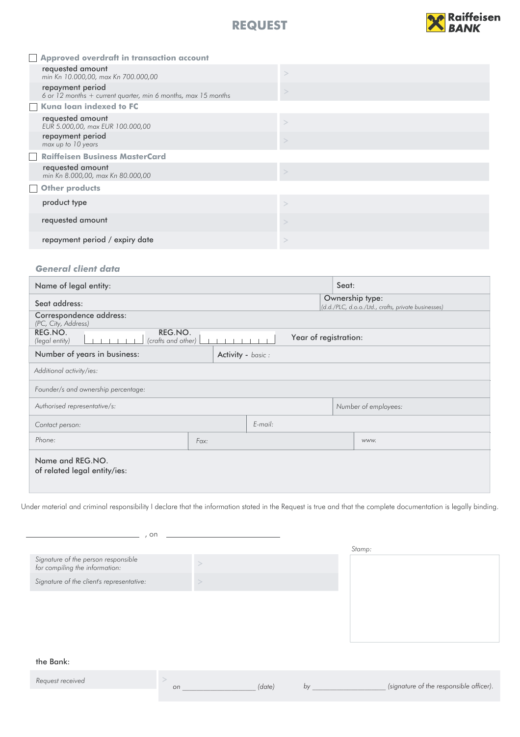# REQUEST

Raiffeisen BANK

☐ **Approved overdraft in transaction account**

| | |
|---|---|
| requested amount<br>*min Kn 10.000,00, max Kn 700.000,00* | > |
| repayment period<br>*6 or 12 months + current quarter, min 6 months, max 15 months* | > |

☐ **Kuna loan indexed to FC**

| | |
|---|---|
| requested amount<br>*EUR 5.000,00, max EUR 100.000,00* | > |
| repayment period<br>*max up to 10 years* | > |

☐ **Raiffeisen Business MasterCard**

| | |
|---|---|
| requested amount<br>*min Kn 8.000,00, max Kn 80.000,00* | > |

☐ **Other products**

| | |
|---|---|
| product type | > |
| requested amount | > |
| repayment period / expiry date | > |

## *General client data*

| | |
|---|---|
| Name of legal entity: | Seat: |
| Seat address: | Ownership type:<br>*(d.d./PLC, d.o.o./Ltd., crafts, private businesses)* |
| Correspondence address:<br>*(PC, City, Address)* | |
| REG.NO. *(legal entity)* ☐☐☐☐☐☐☐☐ REG.NO. *(crafts and other)* ☐☐☐☐☐☐☐☐☐☐☐☐ | Year of registration: |
| Number of years in business: | Activity - *basic :* |
| *Additional activity/ies:* | |
| *Founder/s and ownership percentage:* | |
| *Authorised representative/s:* | *Number of employees:* |
| *Contact person:* | *E-mail:* |
| *Phone:* *Fax:* | *www.* |
| Name and REG.NO.<br>of related legal entity/ies: | |

Under material and criminal responsibility I declare that the information stated in the Request is true and that the complete documentation is legally binding.

______________________ , on ______________________

| | |
|---|---|
| *Signature of the person responsible for compiling the information:* | > |
| *Signature of the client's representative:* | > |

*Stamp:*

the Bank:

| | |
|---|---|
| *Request received* | > on ________________ *(date)* by ________________ *(signature of the responsible officer).* |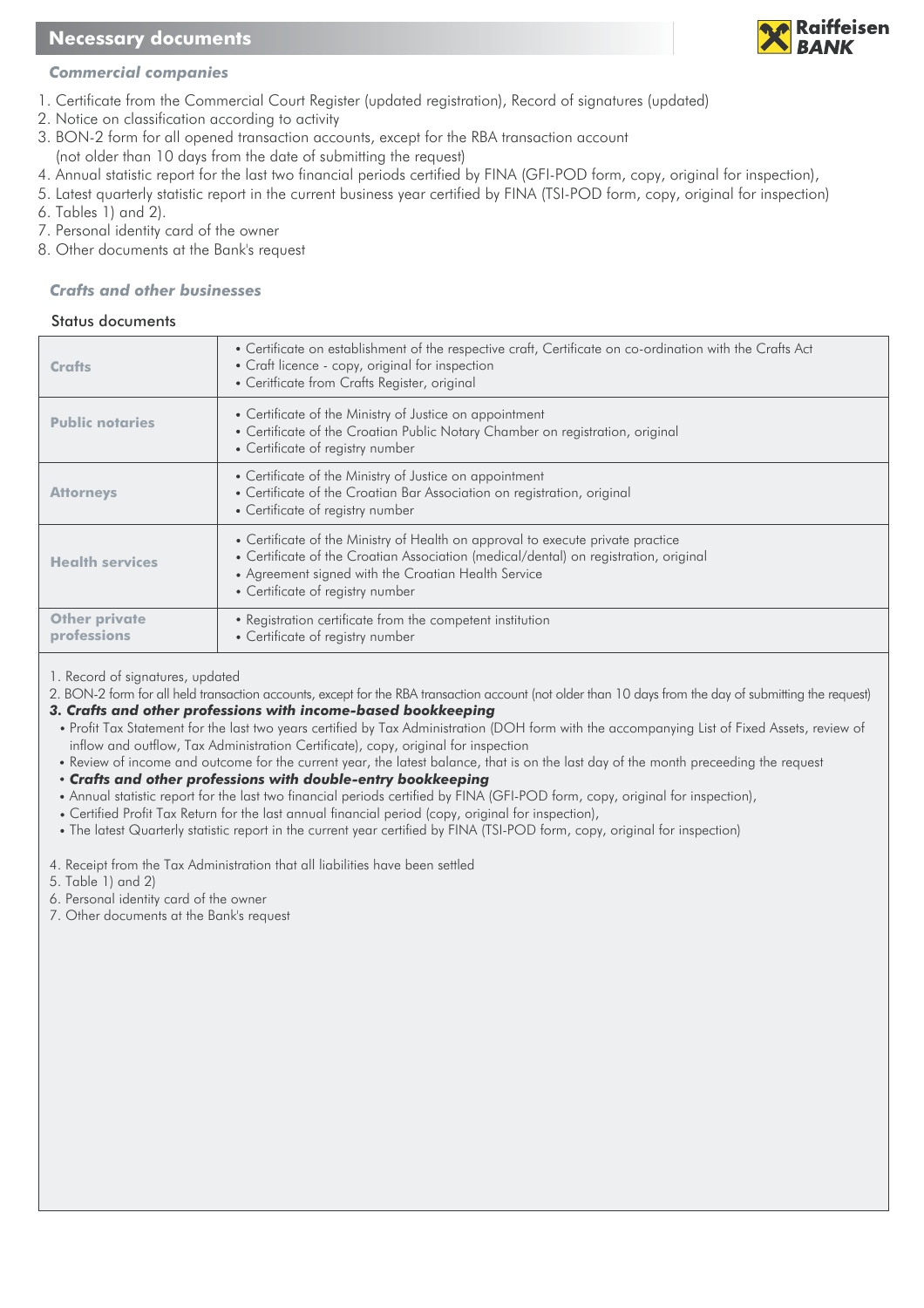## Necessary documents

### *Commercial companies*

1. Certificate from the Commercial Court Register (updated registration), Record of signatures (updated)
2. Notice on classification according to activity
3. BON-2 form for all opened transaction accounts, except for the RBA transaction account (not older than 10 days from the date of submitting the request)
4. Annual statistic report for the last two financial periods certified by FINA (GFI-POD form, copy, original for inspection),
5. Latest quarterly statistic report in the current business year certified by FINA (TSI-POD form, copy, original for inspection)
6. Tables 1) and 2).
7. Personal identity card of the owner
8. Other documents at the Bank's request

### *Crafts and other businesses*

Status documents

| | |
|---|---|
| **Crafts** | • Certificate on establishment of the respective craft, Certificate on co-ordination with the Crafts Act<br>• Craft licence - copy, original for inspection<br>• Ceritficate from Crafts Register, original |
| **Public notaries** | • Certificate of the Ministry of Justice on appointment<br>• Certificate of the Croatian Public Notary Chamber on registration, original<br>• Certificate of registry number |
| **Attorneys** | • Certificate of the Ministry of Justice on appointment<br>• Certificate of the Croatian Bar Association on registration, original<br>• Certificate of registry number |
| **Health services** | • Certificate of the Ministry of Health on approval to execute private practice<br>• Certificate of the Croatian Association (medical/dental) on registration, original<br>• Agreement signed with the Croatian Health Service<br>• Certificate of registry number |
| **Other private professions** | • Registration certificate from the competent institution<br>• Certificate of registry number |

1. Record of signatures, updated
2. BON-2 form for all held transaction accounts, except for the RBA transaction account (not older than 10 days from the day of submitting the request)
3. ***Crafts and other professions with income-based bookkeeping***
   - Profit Tax Statement for the last two years certified by Tax Administration (DOH form with the accompanying List of Fixed Assets, review of inflow and outflow, Tax Administration Certificate), copy, original for inspection
   - Review of income and outcome for the current year, the latest balance, that is on the last day of the month preceeding the request
   - ***Crafts and other professions with double-entry bookkeeping***
   - Annual statistic report for the last two financial periods certified by FINA (GFI-POD form, copy, original for inspection),
   - Certified Profit Tax Return for the last annual financial period (copy, original for inspection),
   - The latest Quarterly statistic report in the current year certified by FINA (TSI-POD form, copy, original for inspection)
4. Receipt from the Tax Administration that all liabilities have been settled
5. Table 1) and 2)
6. Personal identity card of the owner
7. Other documents at the Bank's request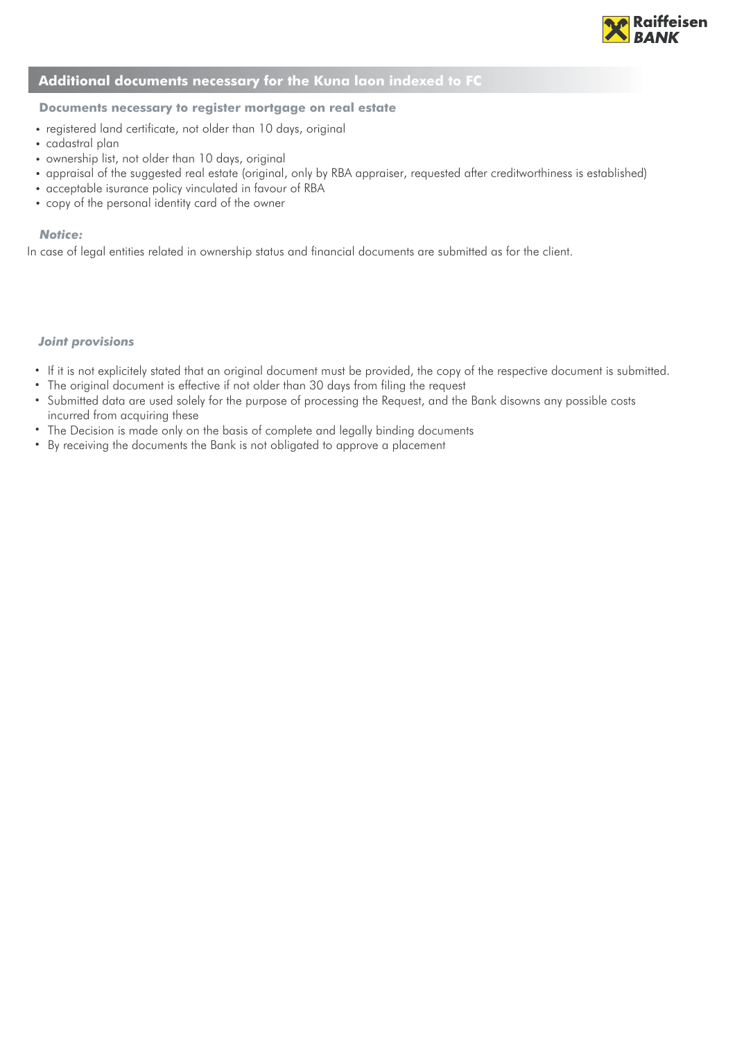## Additional documents necessary for the Kuna laon indexed to FC

### Documents necessary to register mortgage on real estate

- registered land certificate, not older than 10 days, original
- cadastral plan
- ownership list, not older than 10 days, original
- appraisal of the suggested real estate (original, only by RBA appraiser, requested after creditworthiness is established)
- acceptable isurance policy vinculated in favour of RBA
- copy of the personal identity card of the owner

***Notice:***

In case of legal entities related in ownership status and financial documents are submitted as for the client.

***Joint provisions***

- If it is not explicitely stated that an original document must be provided, the copy of the respective document is submitted.
- The original document is effective if not older than 30 days from filing the request
- Submitted data are used solely for the purpose of processing the Request, and the Bank disowns any possible costs incurred from acquiring these
- The Decision is made only on the basis of complete and legally binding documents
- By receiving the documents the Bank is not obligated to approve a placement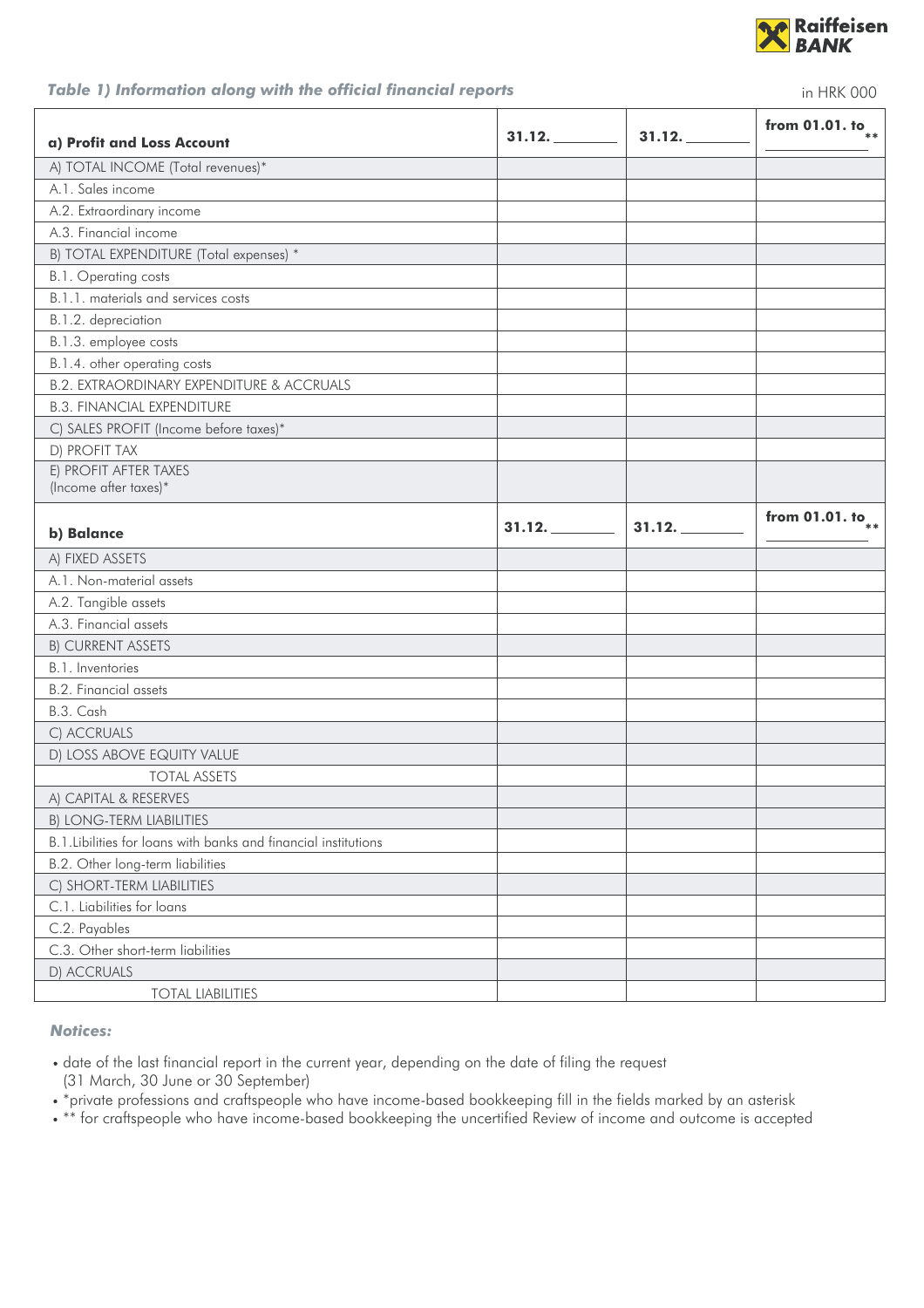### *Table 1) Information along with the official financial reports*

in HRK 000

| a) Profit and Loss Account | 31.12. ________ | 31.12. ________ | from 01.01. to ________ ** |
|---|---|---|---|
| A) TOTAL INCOME (Total revenues)* | | | |
| A.1. Sales income | | | |
| A.2. Extraordinary income | | | |
| A.3. Financial income | | | |
| B) TOTAL EXPENDITURE (Total expenses) * | | | |
| B.1. Operating costs | | | |
| B.1.1. materials and services costs | | | |
| B.1.2. depreciation | | | |
| B.1.3. employee costs | | | |
| B.1.4. other operating costs | | | |
| B.2. EXTRAORDINARY EXPENDITURE & ACCRUALS | | | |
| B.3. FINANCIAL EXPENDITURE | | | |
| C) SALES PROFIT (Income before taxes)* | | | |
| D) PROFIT TAX | | | |
| E) PROFIT AFTER TAXES (Income after taxes)* | | | |
| **b) Balance** | **31.12. ________** | **31.12. ________** | **from 01.01. to ________ **** |
| A) FIXED ASSETS | | | |
| A.1. Non-material assets | | | |
| A.2. Tangible assets | | | |
| A.3. Financial assets | | | |
| B) CURRENT ASSETS | | | |
| B.1. Inventories | | | |
| B.2. Financial assets | | | |
| B.3. Cash | | | |
| C) ACCRUALS | | | |
| D) LOSS ABOVE EQUITY VALUE | | | |
| TOTAL ASSETS | | | |
| A) CAPITAL & RESERVES | | | |
| B) LONG-TERM LIABILITIES | | | |
| B.1.Libilities for loans with banks and financial institutions | | | |
| B.2. Other long-term liabilities | | | |
| C) SHORT-TERM LIABILITIES | | | |
| C.1. Liabilities for loans | | | |
| C.2. Payables | | | |
| C.3. Other short-term liabilities | | | |
| D) ACCRUALS | | | |
| TOTAL LIABILITIES | | | |

***Notices:***

- date of the last financial report in the current year, depending on the date of filing the request (31 March, 30 June or 30 September)
- *private professions and craftspeople who have income-based bookkeeping fill in the fields marked by an asterisk
- ** for craftspeople who have income-based bookkeeping the uncertified Review of income and outcome is accepted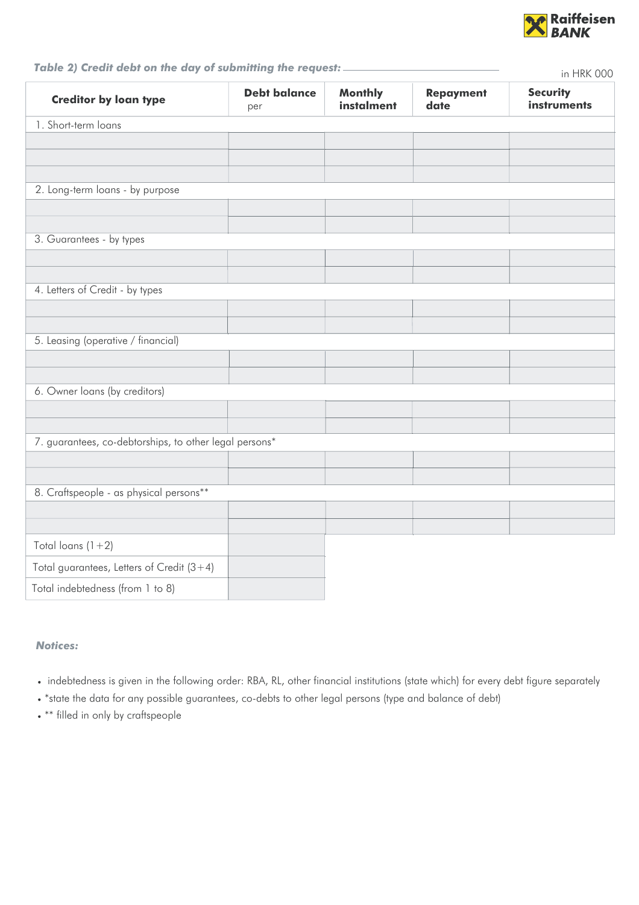*Table 2) Credit debt on the day of submitting the request:* ______________________

in HRK 000

| Creditor by loan type | Debt balance per | Monthly instalment | Repayment date | Security instruments |
|---|---|---|---|---|
| 1. Short-term loans | | | | |
| | | | | |
| | | | | |
| | | | | |
| 2. Long-term loans - by purpose | | | | |
| | | | | |
| | | | | |
| 3. Guarantees - by types | | | | |
| | | | | |
| | | | | |
| 4. Letters of Credit - by types | | | | |
| | | | | |
| | | | | |
| 5. Leasing (operative / financial) | | | | |
| | | | | |
| | | | | |
| 6. Owner loans (by creditors) | | | | |
| | | | | |
| | | | | |
| 7. guarantees, co-debtorships, to other legal persons* | | | | |
| | | | | |
| | | | | |
| 8. Craftspeople - as physical persons** | | | | |
| | | | | |
| | | | | |
| Total loans (1+2) | | | | |
| Total guarantees, Letters of Credit (3+4) | | | | |
| Total indebtedness (from 1 to 8) | | | | |

***Notices:***

- indebtedness is given in the following order: RBA, RL, other financial institutions (state which) for every debt figure separately
- *state the data for any possible guarantees, co-debts to other legal persons (type and balance of debt)
- ** filled in only by craftspeople